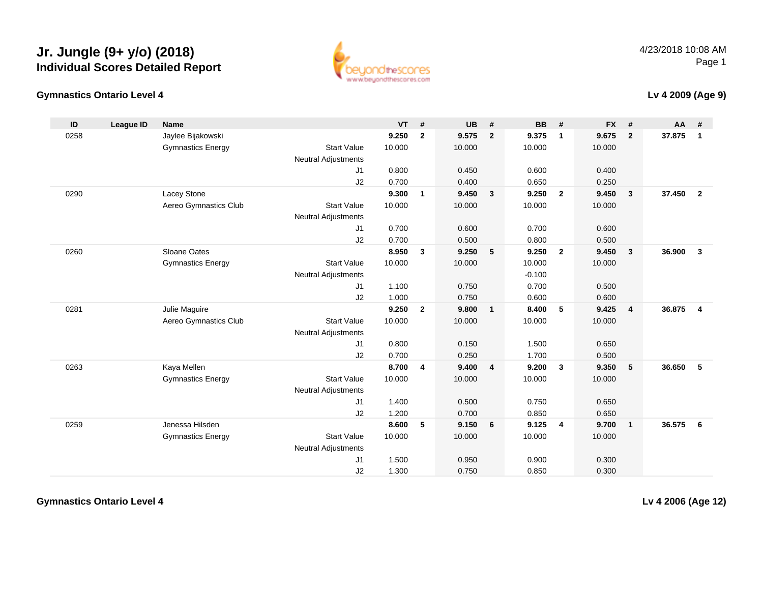# Jr. Jungle (9+ y/o) (2018)
## Individual Scores Detailed Report

4/23/2018 10:08 AM

### Gymnastics Ontario Level 4

### Lv 4 2009 (Age 9)

| ID | League ID | Name | | VT | # | UB | # | BB | # | FX | # | AA | # |
|---|---|---|---|---|---|---|---|---|---|---|---|---|---|
| 0258 | | Jaylee Bijakowski | | **9.250** | **2** | **9.575** | **2** | **9.375** | **1** | **9.675** | **2** | **37.875** | **1** |
| | | Gymnastics Energy | Start Value | 10.000 | | 10.000 | | 10.000 | | 10.000 | | | |
| | | | Neutral Adjustments | | | | | | | | | | |
| | | | J1 | 0.800 | | 0.450 | | 0.600 | | 0.400 | | | |
| | | | J2 | 0.700 | | 0.400 | | 0.650 | | 0.250 | | | |
| 0290 | | Lacey Stone | | **9.300** | **1** | **9.450** | **3** | **9.250** | **2** | **9.450** | **3** | **37.450** | **2** |
| | | Aereo Gymnastics Club | Start Value | 10.000 | | 10.000 | | 10.000 | | 10.000 | | | |
| | | | Neutral Adjustments | | | | | | | | | | |
| | | | J1 | 0.700 | | 0.600 | | 0.700 | | 0.600 | | | |
| | | | J2 | 0.700 | | 0.500 | | 0.800 | | 0.500 | | | |
| 0260 | | Sloane Oates | | **8.950** | **3** | **9.250** | **5** | **9.250** | **2** | **9.450** | **3** | **36.900** | **3** |
| | | Gymnastics Energy | Start Value | 10.000 | | 10.000 | | 10.000 | | 10.000 | | | |
| | | | Neutral Adjustments | | | | | -0.100 | | | | | |
| | | | J1 | 1.100 | | 0.750 | | 0.700 | | 0.500 | | | |
| | | | J2 | 1.000 | | 0.750 | | 0.600 | | 0.600 | | | |
| 0281 | | Julie Maguire | | **9.250** | **2** | **9.800** | **1** | **8.400** | **5** | **9.425** | **4** | **36.875** | **4** |
| | | Aereo Gymnastics Club | Start Value | 10.000 | | 10.000 | | 10.000 | | 10.000 | | | |
| | | | Neutral Adjustments | | | | | | | | | | |
| | | | J1 | 0.800 | | 0.150 | | 1.500 | | 0.650 | | | |
| | | | J2 | 0.700 | | 0.250 | | 1.700 | | 0.500 | | | |
| 0263 | | Kaya Mellen | | **8.700** | **4** | **9.400** | **4** | **9.200** | **3** | **9.350** | **5** | **36.650** | **5** |
| | | Gymnastics Energy | Start Value | 10.000 | | 10.000 | | 10.000 | | 10.000 | | | |
| | | | Neutral Adjustments | | | | | | | | | | |
| | | | J1 | 1.400 | | 0.500 | | 0.750 | | 0.650 | | | |
| | | | J2 | 1.200 | | 0.700 | | 0.850 | | 0.650 | | | |
| 0259 | | Jenessa Hilsden | | **8.600** | **5** | **9.150** | **6** | **9.125** | **4** | **9.700** | **1** | **36.575** | **6** |
| | | Gymnastics Energy | Start Value | 10.000 | | 10.000 | | 10.000 | | 10.000 | | | |
| | | | Neutral Adjustments | | | | | | | | | | |
| | | | J1 | 1.500 | | 0.950 | | 0.900 | | 0.300 | | | |
| | | | J2 | 1.300 | | 0.750 | | 0.850 | | 0.300 | | | |

### Gymnastics Ontario Level 4

### Lv 4 2006 (Age 12)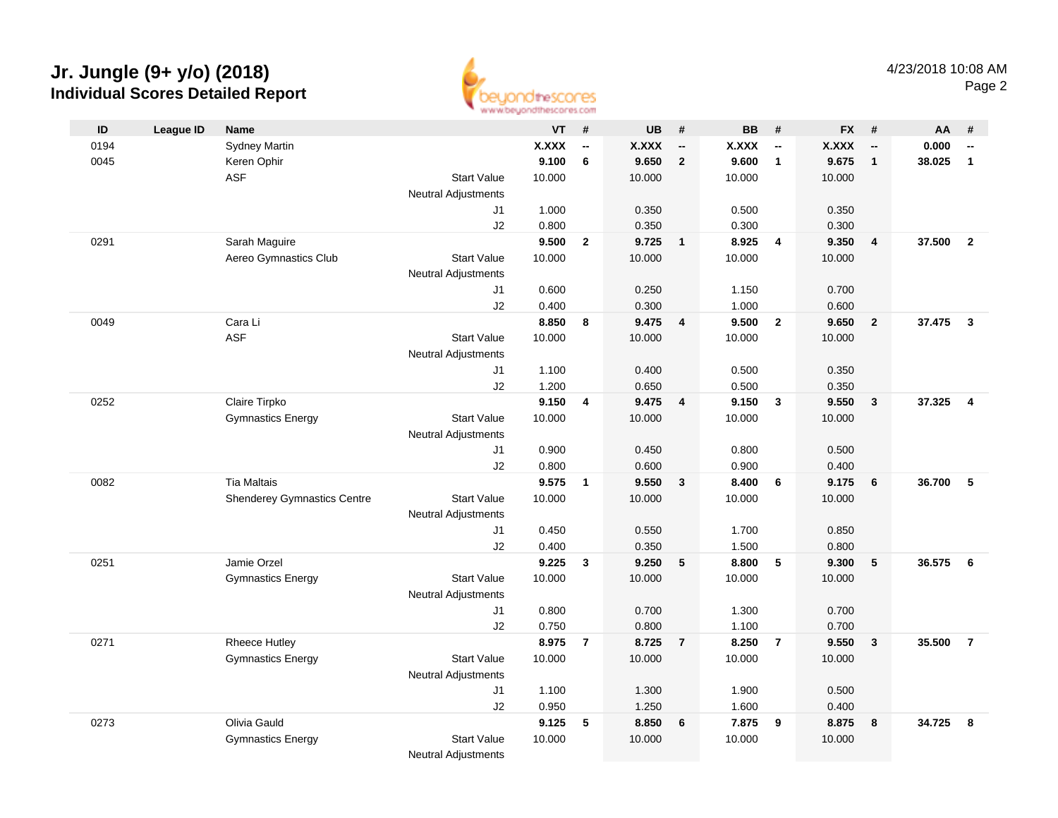# Jr. Jungle (9+ y/o) (2018)
## Individual Scores Detailed Report

4/23/2018 10:08 AM

| ID | League ID | Name | | VT | # | UB | # | BB | # | FX | # | AA | # |
|---|---|---|---|---|---|---|---|---|---|---|---|---|---|
| 0194 | | Sydney Martin | | **X.XXX** | **--** | **X.XXX** | **--** | **X.XXX** | **--** | **X.XXX** | **--** | **0.000** | **--** |
| 0045 | | Keren Ophir | | **9.100** | **6** | **9.650** | **2** | **9.600** | **1** | **9.675** | **1** | **38.025** | **1** |
| | | ASF | Start Value | 10.000 | | 10.000 | | 10.000 | | 10.000 | | | |
| | | | Neutral Adjustments | | | | | | | | | | |
| | | | J1 | 1.000 | | 0.350 | | 0.500 | | 0.350 | | | |
| | | | J2 | 0.800 | | 0.350 | | 0.300 | | 0.300 | | | |
| 0291 | | Sarah Maguire | | **9.500** | **2** | **9.725** | **1** | **8.925** | **4** | **9.350** | **4** | **37.500** | **2** |
| | | Aereo Gymnastics Club | Start Value | 10.000 | | 10.000 | | 10.000 | | 10.000 | | | |
| | | | Neutral Adjustments | | | | | | | | | | |
| | | | J1 | 0.600 | | 0.250 | | 1.150 | | 0.700 | | | |
| | | | J2 | 0.400 | | 0.300 | | 1.000 | | 0.600 | | | |
| 0049 | | Cara Li | | **8.850** | **8** | **9.475** | **4** | **9.500** | **2** | **9.650** | **2** | **37.475** | **3** |
| | | ASF | Start Value | 10.000 | | 10.000 | | 10.000 | | 10.000 | | | |
| | | | Neutral Adjustments | | | | | | | | | | |
| | | | J1 | 1.100 | | 0.400 | | 0.500 | | 0.350 | | | |
| | | | J2 | 1.200 | | 0.650 | | 0.500 | | 0.350 | | | |
| 0252 | | Claire Tirpko | | **9.150** | **4** | **9.475** | **4** | **9.150** | **3** | **9.550** | **3** | **37.325** | **4** |
| | | Gymnastics Energy | Start Value | 10.000 | | 10.000 | | 10.000 | | 10.000 | | | |
| | | | Neutral Adjustments | | | | | | | | | | |
| | | | J1 | 0.900 | | 0.450 | | 0.800 | | 0.500 | | | |
| | | | J2 | 0.800 | | 0.600 | | 0.900 | | 0.400 | | | |
| 0082 | | Tia Maltais | | **9.575** | **1** | **9.550** | **3** | **8.400** | **6** | **9.175** | **6** | **36.700** | **5** |
| | | Shenderey Gymnastics Centre | Start Value | 10.000 | | 10.000 | | 10.000 | | 10.000 | | | |
| | | | Neutral Adjustments | | | | | | | | | | |
| | | | J1 | 0.450 | | 0.550 | | 1.700 | | 0.850 | | | |
| | | | J2 | 0.400 | | 0.350 | | 1.500 | | 0.800 | | | |
| 0251 | | Jamie Orzel | | **9.225** | **3** | **9.250** | **5** | **8.800** | **5** | **9.300** | **5** | **36.575** | **6** |
| | | Gymnastics Energy | Start Value | 10.000 | | 10.000 | | 10.000 | | 10.000 | | | |
| | | | Neutral Adjustments | | | | | | | | | | |
| | | | J1 | 0.800 | | 0.700 | | 1.300 | | 0.700 | | | |
| | | | J2 | 0.750 | | 0.800 | | 1.100 | | 0.700 | | | |
| 0271 | | Rheece Hutley | | **8.975** | **7** | **8.725** | **7** | **8.250** | **7** | **9.550** | **3** | **35.500** | **7** |
| | | Gymnastics Energy | Start Value | 10.000 | | 10.000 | | 10.000 | | 10.000 | | | |
| | | | Neutral Adjustments | | | | | | | | | | |
| | | | J1 | 1.100 | | 1.300 | | 1.900 | | 0.500 | | | |
| | | | J2 | 0.950 | | 1.250 | | 1.600 | | 0.400 | | | |
| 0273 | | Olivia Gauld | | **9.125** | **5** | **8.850** | **6** | **7.875** | **9** | **8.875** | **8** | **34.725** | **8** |
| | | Gymnastics Energy | Start Value | 10.000 | | 10.000 | | 10.000 | | 10.000 | | | |
| | | | Neutral Adjustments | | | | | | | | | | |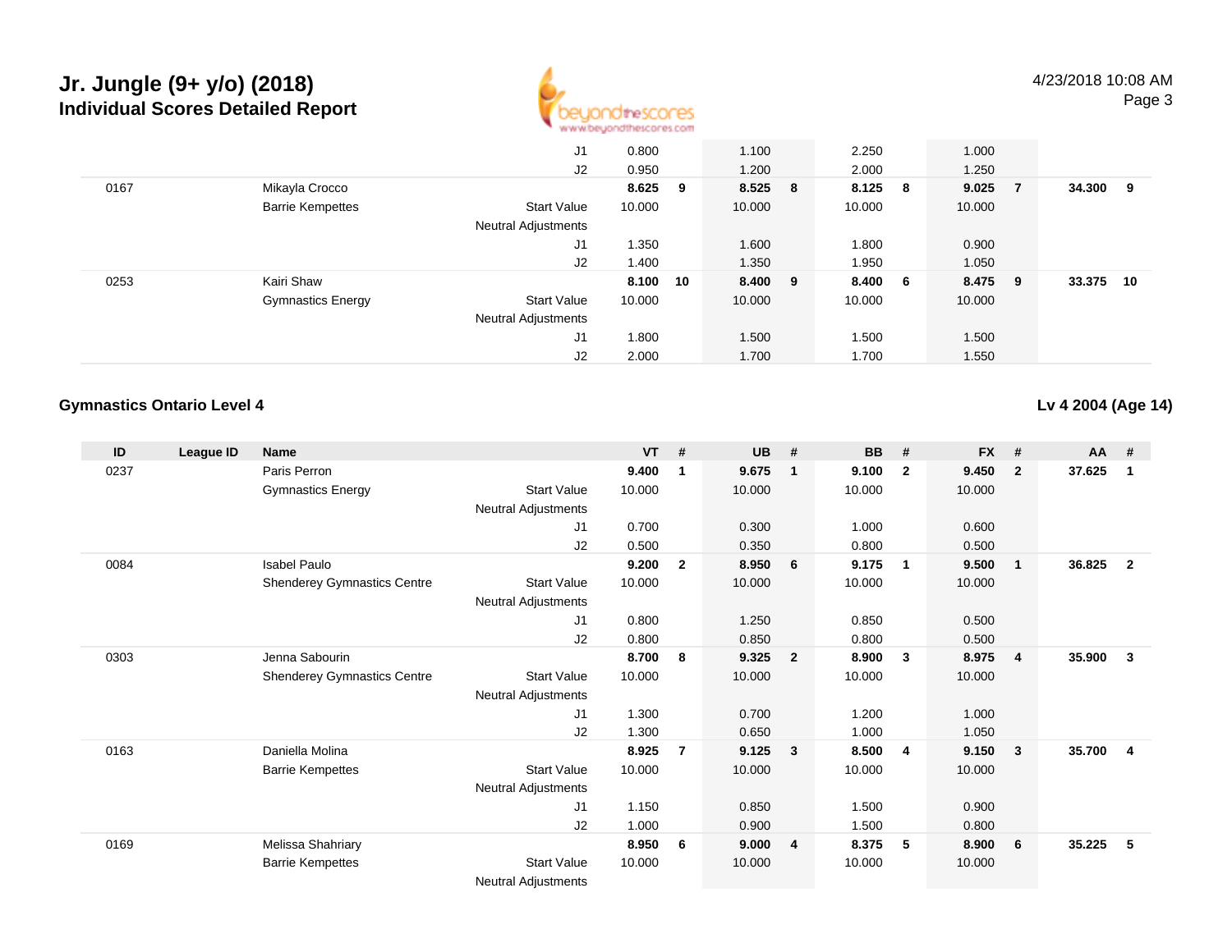# Jr. Jungle (9+ y/o) (2018)

## Individual Scores Detailed Report

4/23/2018 10:08 AM

| ID | League ID | Name | | VT | # | UB | # | BB | # | FX | # | AA | # |
|---|---|---|---|---|---|---|---|---|---|---|---|---|---|
| | | | J1 | 0.800 | | 1.100 | | 2.250 | | 1.000 | | | |
| | | | J2 | 0.950 | | 1.200 | | 2.000 | | 1.250 | | | |
| 0167 | | Mikayla Crocco | | **8.625** | **9** | **8.525** | **8** | **8.125** | **8** | **9.025** | **7** | **34.300** | **9** |
| | | Barrie Kempettes | Start Value | 10.000 | | 10.000 | | 10.000 | | 10.000 | | | |
| | | | Neutral Adjustments | | | | | | | | | | |
| | | | J1 | 1.350 | | 1.600 | | 1.800 | | 0.900 | | | |
| | | | J2 | 1.400 | | 1.350 | | 1.950 | | 1.050 | | | |
| 0253 | | Kairi Shaw | | **8.100** | **10** | **8.400** | **9** | **8.400** | **6** | **8.475** | **9** | **33.375** | **10** |
| | | Gymnastics Energy | Start Value | 10.000 | | 10.000 | | 10.000 | | 10.000 | | | |
| | | | Neutral Adjustments | | | | | | | | | | |
| | | | J1 | 1.800 | | 1.500 | | 1.500 | | 1.500 | | | |
| | | | J2 | 2.000 | | 1.700 | | 1.700 | | 1.550 | | | |

### Gymnastics Ontario Level 4

**Lv 4 2004 (Age 14)**

| ID | League ID | Name | | VT | # | UB | # | BB | # | FX | # | AA | # |
|---|---|---|---|---|---|---|---|---|---|---|---|---|---|
| 0237 | | Paris Perron | | **9.400** | **1** | **9.675** | **1** | **9.100** | **2** | **9.450** | **2** | **37.625** | **1** |
| | | Gymnastics Energy | Start Value | 10.000 | | 10.000 | | 10.000 | | 10.000 | | | |
| | | | Neutral Adjustments | | | | | | | | | | |
| | | | J1 | 0.700 | | 0.300 | | 1.000 | | 0.600 | | | |
| | | | J2 | 0.500 | | 0.350 | | 0.800 | | 0.500 | | | |
| 0084 | | Isabel Paulo | | **9.200** | **2** | **8.950** | **6** | **9.175** | **1** | **9.500** | **1** | **36.825** | **2** |
| | | Shenderey Gymnastics Centre | Start Value | 10.000 | | 10.000 | | 10.000 | | 10.000 | | | |
| | | | Neutral Adjustments | | | | | | | | | | |
| | | | J1 | 0.800 | | 1.250 | | 0.850 | | 0.500 | | | |
| | | | J2 | 0.800 | | 0.850 | | 0.800 | | 0.500 | | | |
| 0303 | | Jenna Sabourin | | **8.700** | **8** | **9.325** | **2** | **8.900** | **3** | **8.975** | **4** | **35.900** | **3** |
| | | Shenderey Gymnastics Centre | Start Value | 10.000 | | 10.000 | | 10.000 | | 10.000 | | | |
| | | | Neutral Adjustments | | | | | | | | | | |
| | | | J1 | 1.300 | | 0.700 | | 1.200 | | 1.000 | | | |
| | | | J2 | 1.300 | | 0.650 | | 1.000 | | 1.050 | | | |
| 0163 | | Daniella Molina | | **8.925** | **7** | **9.125** | **3** | **8.500** | **4** | **9.150** | **3** | **35.700** | **4** |
| | | Barrie Kempettes | Start Value | 10.000 | | 10.000 | | 10.000 | | 10.000 | | | |
| | | | Neutral Adjustments | | | | | | | | | | |
| | | | J1 | 1.150 | | 0.850 | | 1.500 | | 0.900 | | | |
| | | | J2 | 1.000 | | 0.900 | | 1.500 | | 0.800 | | | |
| 0169 | | Melissa Shahriary | | **8.950** | **6** | **9.000** | **4** | **8.375** | **5** | **8.900** | **6** | **35.225** | **5** |
| | | Barrie Kempettes | Start Value | 10.000 | | 10.000 | | 10.000 | | 10.000 | | | |
| | | | Neutral Adjustments | | | | | | | | | | |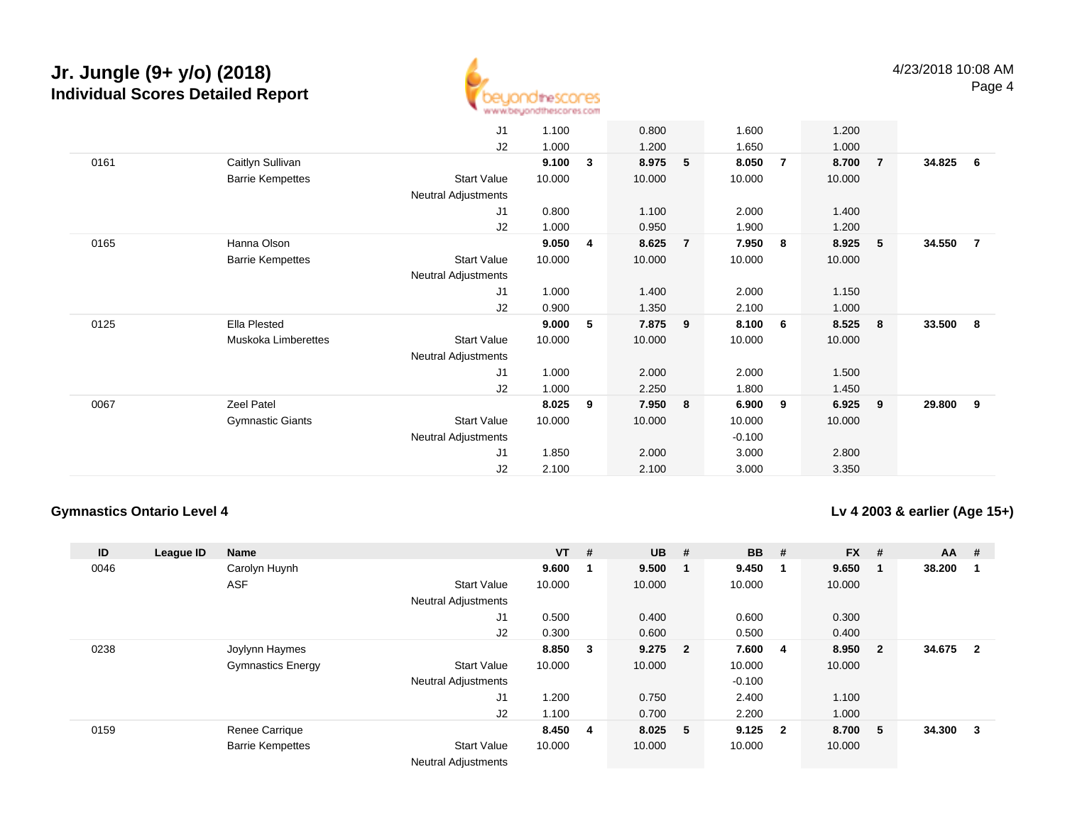# Jr. Jungle (9+ y/o) (2018)
## Individual Scores Detailed Report

4/23/2018 10:08 AM

| ID | League ID | Name | | VT | # | UB | # | BB | # | FX | # | AA | # |
|---|---|---|---|---|---|---|---|---|---|---|---|---|---|
| | | | J1 | 1.100 | | 0.800 | | 1.600 | | 1.200 | | | |
| | | | J2 | 1.000 | | 1.200 | | 1.650 | | 1.000 | | | |
| 0161 | | Caitlyn Sullivan | | **9.100** | **3** | **8.975** | **5** | **8.050** | **7** | **8.700** | **7** | **34.825** | **6** |
| | | Barrie Kempettes | Start Value | 10.000 | | 10.000 | | 10.000 | | 10.000 | | | |
| | | | Neutral Adjustments | | | | | | | | | | |
| | | | J1 | 0.800 | | 1.100 | | 2.000 | | 1.400 | | | |
| | | | J2 | 1.000 | | 0.950 | | 1.900 | | 1.200 | | | |
| 0165 | | Hanna Olson | | **9.050** | **4** | **8.625** | **7** | **7.950** | **8** | **8.925** | **5** | **34.550** | **7** |
| | | Barrie Kempettes | Start Value | 10.000 | | 10.000 | | 10.000 | | 10.000 | | | |
| | | | Neutral Adjustments | | | | | | | | | | |
| | | | J1 | 1.000 | | 1.400 | | 2.000 | | 1.150 | | | |
| | | | J2 | 0.900 | | 1.350 | | 2.100 | | 1.000 | | | |
| 0125 | | Ella Plested | | **9.000** | **5** | **7.875** | **9** | **8.100** | **6** | **8.525** | **8** | **33.500** | **8** |
| | | Muskoka Limberettes | Start Value | 10.000 | | 10.000 | | 10.000 | | 10.000 | | | |
| | | | Neutral Adjustments | | | | | | | | | | |
| | | | J1 | 1.000 | | 2.000 | | 2.000 | | 1.500 | | | |
| | | | J2 | 1.000 | | 2.250 | | 1.800 | | 1.450 | | | |
| 0067 | | Zeel Patel | | **8.025** | **9** | **7.950** | **8** | **6.900** | **9** | **6.925** | **9** | **29.800** | **9** |
| | | Gymnastic Giants | Start Value | 10.000 | | 10.000 | | 10.000 | | 10.000 | | | |
| | | | Neutral Adjustments | | | | | -0.100 | | | | | |
| | | | J1 | 1.850 | | 2.000 | | 3.000 | | 2.800 | | | |
| | | | J2 | 2.100 | | 2.100 | | 3.000 | | 3.350 | | | |

### Gymnastics Ontario Level 4

**Lv 4 2003 & earlier (Age 15+)**

| ID | League ID | Name | | VT | # | UB | # | BB | # | FX | # | AA | # |
|---|---|---|---|---|---|---|---|---|---|---|---|---|---|
| 0046 | | Carolyn Huynh | | **9.600** | **1** | **9.500** | **1** | **9.450** | **1** | **9.650** | **1** | **38.200** | **1** |
| | | ASF | Start Value | 10.000 | | 10.000 | | 10.000 | | 10.000 | | | |
| | | | Neutral Adjustments | | | | | | | | | | |
| | | | J1 | 0.500 | | 0.400 | | 0.600 | | 0.300 | | | |
| | | | J2 | 0.300 | | 0.600 | | 0.500 | | 0.400 | | | |
| 0238 | | Joylynn Haymes | | **8.850** | **3** | **9.275** | **2** | **7.600** | **4** | **8.950** | **2** | **34.675** | **2** |
| | | Gymnastics Energy | Start Value | 10.000 | | 10.000 | | 10.000 | | 10.000 | | | |
| | | | Neutral Adjustments | | | | | -0.100 | | | | | |
| | | | J1 | 1.200 | | 0.750 | | 2.400 | | 1.100 | | | |
| | | | J2 | 1.100 | | 0.700 | | 2.200 | | 1.000 | | | |
| 0159 | | Renee Carrique | | **8.450** | **4** | **8.025** | **5** | **9.125** | **2** | **8.700** | **5** | **34.300** | **3** |
| | | Barrie Kempettes | Start Value | 10.000 | | 10.000 | | 10.000 | | 10.000 | | | |
| | | | Neutral Adjustments | | | | | | | | | | |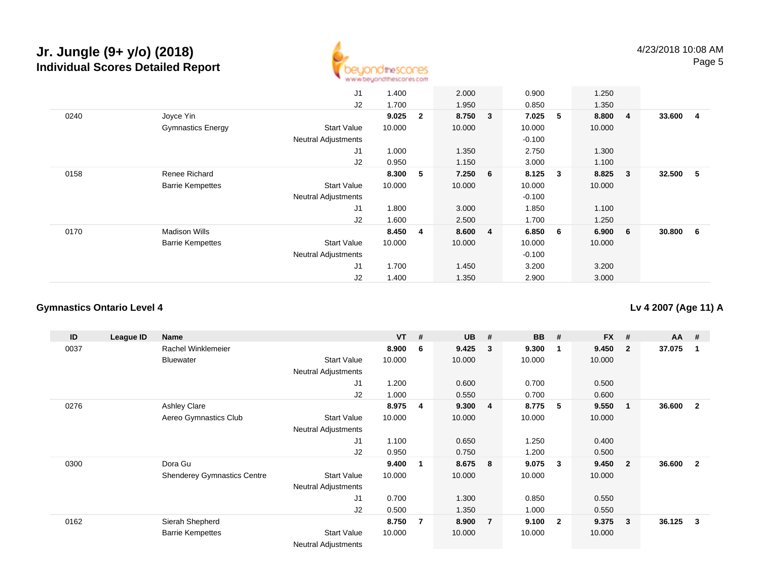# Jr. Jungle (9+ y/o) (2018)
## Individual Scores Detailed Report

4/23/2018 10:08 AM

| ID | League ID | Name | | VT | # | UB | # | BB | # | FX | # | AA | # |
|---|---|---|---|---|---|---|---|---|---|---|---|---|---|
| | | | J1 | 1.400 | | 2.000 | | 0.900 | | 1.250 | | | |
| | | | J2 | 1.700 | | 1.950 | | 0.850 | | 1.350 | | | |
| 0240 | | Joyce Yin | | **9.025** | **2** | **8.750** | **3** | **7.025** | **5** | **8.800** | **4** | **33.600** | **4** |
| | | Gymnastics Energy | Start Value | 10.000 | | 10.000 | | 10.000 | | 10.000 | | | |
| | | | Neutral Adjustments | | | | | -0.100 | | | | | |
| | | | J1 | 1.000 | | 1.350 | | 2.750 | | 1.300 | | | |
| | | | J2 | 0.950 | | 1.150 | | 3.000 | | 1.100 | | | |
| 0158 | | Renee Richard | | **8.300** | **5** | **7.250** | **6** | **8.125** | **3** | **8.825** | **3** | **32.500** | **5** |
| | | Barrie Kempettes | Start Value | 10.000 | | 10.000 | | 10.000 | | 10.000 | | | |
| | | | Neutral Adjustments | | | | | -0.100 | | | | | |
| | | | J1 | 1.800 | | 3.000 | | 1.850 | | 1.100 | | | |
| | | | J2 | 1.600 | | 2.500 | | 1.700 | | 1.250 | | | |
| 0170 | | Madison Wills | | **8.450** | **4** | **8.600** | **4** | **6.850** | **6** | **6.900** | **6** | **30.800** | **6** |
| | | Barrie Kempettes | Start Value | 10.000 | | 10.000 | | 10.000 | | 10.000 | | | |
| | | | Neutral Adjustments | | | | | -0.100 | | | | | |
| | | | J1 | 1.700 | | 1.450 | | 3.200 | | 3.200 | | | |
| | | | J2 | 1.400 | | 1.350 | | 2.900 | | 3.000 | | | |

### Gymnastics Ontario Level 4

**Lv 4 2007 (Age 11) A**

| ID | League ID | Name | | VT | # | UB | # | BB | # | FX | # | AA | # |
|---|---|---|---|---|---|---|---|---|---|---|---|---|---|
| 0037 | | Rachel Winklemeier | | **8.900** | **6** | **9.425** | **3** | **9.300** | **1** | **9.450** | **2** | **37.075** | **1** |
| | | Bluewater | Start Value | 10.000 | | 10.000 | | 10.000 | | 10.000 | | | |
| | | | Neutral Adjustments | | | | | | | | | | |
| | | | J1 | 1.200 | | 0.600 | | 0.700 | | 0.500 | | | |
| | | | J2 | 1.000 | | 0.550 | | 0.700 | | 0.600 | | | |
| 0276 | | Ashley Clare | | **8.975** | **4** | **9.300** | **4** | **8.775** | **5** | **9.550** | **1** | **36.600** | **2** |
| | | Aereo Gymnastics Club | Start Value | 10.000 | | 10.000 | | 10.000 | | 10.000 | | | |
| | | | Neutral Adjustments | | | | | | | | | | |
| | | | J1 | 1.100 | | 0.650 | | 1.250 | | 0.400 | | | |
| | | | J2 | 0.950 | | 0.750 | | 1.200 | | 0.500 | | | |
| 0300 | | Dora Gu | | **9.400** | **1** | **8.675** | **8** | **9.075** | **3** | **9.450** | **2** | **36.600** | **2** |
| | | Shenderey Gymnastics Centre | Start Value | 10.000 | | 10.000 | | 10.000 | | 10.000 | | | |
| | | | Neutral Adjustments | | | | | | | | | | |
| | | | J1 | 0.700 | | 1.300 | | 0.850 | | 0.550 | | | |
| | | | J2 | 0.500 | | 1.350 | | 1.000 | | 0.550 | | | |
| 0162 | | Sierah Shepherd | | **8.750** | **7** | **8.900** | **7** | **9.100** | **2** | **9.375** | **3** | **36.125** | **3** |
| | | Barrie Kempettes | Start Value | 10.000 | | 10.000 | | 10.000 | | 10.000 | | | |
| | | | Neutral Adjustments | | | | | | | | | | |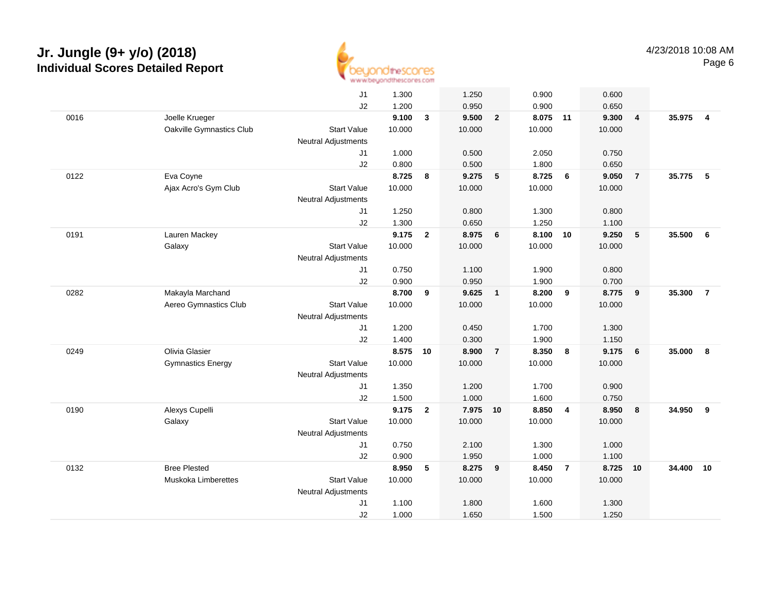# Jr. Jungle (9+ y/o) (2018)

## Individual Scores Detailed Report

4/23/2018 10:08 AM

| # | Name | | | Vault | Rank | Bars | Rank | Beam | Rank | Floor | Rank | AA | Rank |
|---|---|---|---|---|---|---|---|---|---|---|---|---|---|
| | | | J1 | 1.300 | | 1.250 | | 0.900 | | 0.600 | | | |
| | | | J2 | 1.200 | | 0.950 | | 0.900 | | 0.650 | | | |
| 0016 | Joelle Krueger | | | **9.100** | **3** | **9.500** | **2** | **8.075** | **11** | **9.300** | **4** | **35.975** | **4** |
| | Oakville Gymnastics Club | Start Value | | 10.000 | | 10.000 | | 10.000 | | 10.000 | | | |
| | | Neutral Adjustments | | | | | | | | | | | |
| | | | J1 | 1.000 | | 0.500 | | 2.050 | | 0.750 | | | |
| | | | J2 | 0.800 | | 0.500 | | 1.800 | | 0.650 | | | |
| 0122 | Eva Coyne | | | **8.725** | **8** | **9.275** | **5** | **8.725** | **6** | **9.050** | **7** | **35.775** | **5** |
| | Ajax Acro's Gym Club | Start Value | | 10.000 | | 10.000 | | 10.000 | | 10.000 | | | |
| | | Neutral Adjustments | | | | | | | | | | | |
| | | | J1 | 1.250 | | 0.800 | | 1.300 | | 0.800 | | | |
| | | | J2 | 1.300 | | 0.650 | | 1.250 | | 1.100 | | | |
| 0191 | Lauren Mackey | | | **9.175** | **2** | **8.975** | **6** | **8.100** | **10** | **9.250** | **5** | **35.500** | **6** |
| | Galaxy | Start Value | | 10.000 | | 10.000 | | 10.000 | | 10.000 | | | |
| | | Neutral Adjustments | | | | | | | | | | | |
| | | | J1 | 0.750 | | 1.100 | | 1.900 | | 0.800 | | | |
| | | | J2 | 0.900 | | 0.950 | | 1.900 | | 0.700 | | | |
| 0282 | Makayla Marchand | | | **8.700** | **9** | **9.625** | **1** | **8.200** | **9** | **8.775** | **9** | **35.300** | **7** |
| | Aereo Gymnastics Club | Start Value | | 10.000 | | 10.000 | | 10.000 | | 10.000 | | | |
| | | Neutral Adjustments | | | | | | | | | | | |
| | | | J1 | 1.200 | | 0.450 | | 1.700 | | 1.300 | | | |
| | | | J2 | 1.400 | | 0.300 | | 1.900 | | 1.150 | | | |
| 0249 | Olivia Glasier | | | **8.575** | **10** | **8.900** | **7** | **8.350** | **8** | **9.175** | **6** | **35.000** | **8** |
| | Gymnastics Energy | Start Value | | 10.000 | | 10.000 | | 10.000 | | 10.000 | | | |
| | | Neutral Adjustments | | | | | | | | | | | |
| | | | J1 | 1.350 | | 1.200 | | 1.700 | | 0.900 | | | |
| | | | J2 | 1.500 | | 1.000 | | 1.600 | | 0.750 | | | |
| 0190 | Alexys Cupelli | | | **9.175** | **2** | **7.975** | **10** | **8.850** | **4** | **8.950** | **8** | **34.950** | **9** |
| | Galaxy | Start Value | | 10.000 | | 10.000 | | 10.000 | | 10.000 | | | |
| | | Neutral Adjustments | | | | | | | | | | | |
| | | | J1 | 0.750 | | 2.100 | | 1.300 | | 1.000 | | | |
| | | | J2 | 0.900 | | 1.950 | | 1.000 | | 1.100 | | | |
| 0132 | Bree Plested | | | **8.950** | **5** | **8.275** | **9** | **8.450** | **7** | **8.725** | **10** | **34.400** | **10** |
| | Muskoka Limberettes | Start Value | | 10.000 | | 10.000 | | 10.000 | | 10.000 | | | |
| | | Neutral Adjustments | | | | | | | | | | | |
| | | | J1 | 1.100 | | 1.800 | | 1.600 | | 1.300 | | | |
| | | | J2 | 1.000 | | 1.650 | | 1.500 | | 1.250 | | | |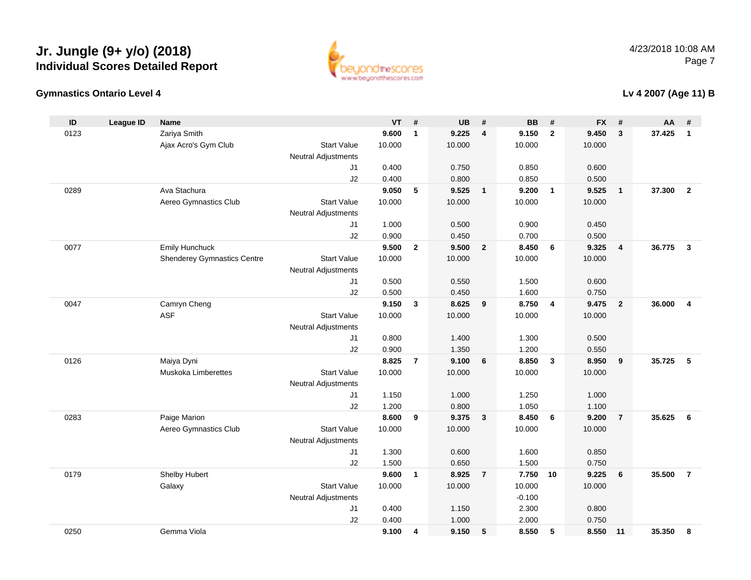# Jr. Jungle (9+ y/o) (2018)
## Individual Scores Detailed Report

4/23/2018 10:08 AM

### Gymnastics Ontario Level 4

### Lv 4 2007 (Age 11) B

| ID | League ID | Name | | VT | # | UB | # | BB | # | FX | # | AA | # |
|---|---|---|---|---|---|---|---|---|---|---|---|---|---|
| 0123 | | Zariya Smith | | **9.600** | **1** | **9.225** | **4** | **9.150** | **2** | **9.450** | **3** | **37.425** | **1** |
| | | Ajax Acro's Gym Club | Start Value | 10.000 | | 10.000 | | 10.000 | | 10.000 | | | |
| | | | Neutral Adjustments | | | | | | | | | | |
| | | | J1 | 0.400 | | 0.750 | | 0.850 | | 0.600 | | | |
| | | | J2 | 0.400 | | 0.800 | | 0.850 | | 0.500 | | | |
| 0289 | | Ava Stachura | | **9.050** | **5** | **9.525** | **1** | **9.200** | **1** | **9.525** | **1** | **37.300** | **2** |
| | | Aereo Gymnastics Club | Start Value | 10.000 | | 10.000 | | 10.000 | | 10.000 | | | |
| | | | Neutral Adjustments | | | | | | | | | | |
| | | | J1 | 1.000 | | 0.500 | | 0.900 | | 0.450 | | | |
| | | | J2 | 0.900 | | 0.450 | | 0.700 | | 0.500 | | | |
| 0077 | | Emily Hunchuck | | **9.500** | **2** | **9.500** | **2** | **8.450** | **6** | **9.325** | **4** | **36.775** | **3** |
| | | Shenderey Gymnastics Centre | Start Value | 10.000 | | 10.000 | | 10.000 | | 10.000 | | | |
| | | | Neutral Adjustments | | | | | | | | | | |
| | | | J1 | 0.500 | | 0.550 | | 1.500 | | 0.600 | | | |
| | | | J2 | 0.500 | | 0.450 | | 1.600 | | 0.750 | | | |
| 0047 | | Camryn Cheng | | **9.150** | **3** | **8.625** | **9** | **8.750** | **4** | **9.475** | **2** | **36.000** | **4** |
| | | ASF | Start Value | 10.000 | | 10.000 | | 10.000 | | 10.000 | | | |
| | | | Neutral Adjustments | | | | | | | | | | |
| | | | J1 | 0.800 | | 1.400 | | 1.300 | | 0.500 | | | |
| | | | J2 | 0.900 | | 1.350 | | 1.200 | | 0.550 | | | |
| 0126 | | Maiya Dyni | | **8.825** | **7** | **9.100** | **6** | **8.850** | **3** | **8.950** | **9** | **35.725** | **5** |
| | | Muskoka Limberettes | Start Value | 10.000 | | 10.000 | | 10.000 | | 10.000 | | | |
| | | | Neutral Adjustments | | | | | | | | | | |
| | | | J1 | 1.150 | | 1.000 | | 1.250 | | 1.000 | | | |
| | | | J2 | 1.200 | | 0.800 | | 1.050 | | 1.100 | | | |
| 0283 | | Paige Marion | | **8.600** | **9** | **9.375** | **3** | **8.450** | **6** | **9.200** | **7** | **35.625** | **6** |
| | | Aereo Gymnastics Club | Start Value | 10.000 | | 10.000 | | 10.000 | | 10.000 | | | |
| | | | Neutral Adjustments | | | | | | | | | | |
| | | | J1 | 1.300 | | 0.600 | | 1.600 | | 0.850 | | | |
| | | | J2 | 1.500 | | 0.650 | | 1.500 | | 0.750 | | | |
| 0179 | | Shelby Hubert | | **9.600** | **1** | **8.925** | **7** | **7.750** | **10** | **9.225** | **6** | **35.500** | **7** |
| | | Galaxy | Start Value | 10.000 | | 10.000 | | 10.000 | | 10.000 | | | |
| | | | Neutral Adjustments | | | | | -0.100 | | | | | |
| | | | J1 | 0.400 | | 1.150 | | 2.300 | | 0.800 | | | |
| | | | J2 | 0.400 | | 1.000 | | 2.000 | | 0.750 | | | |
| 0250 | | Gemma Viola | | **9.100** | **4** | **9.150** | **5** | **8.550** | **5** | **8.550** | **11** | **35.350** | **8** |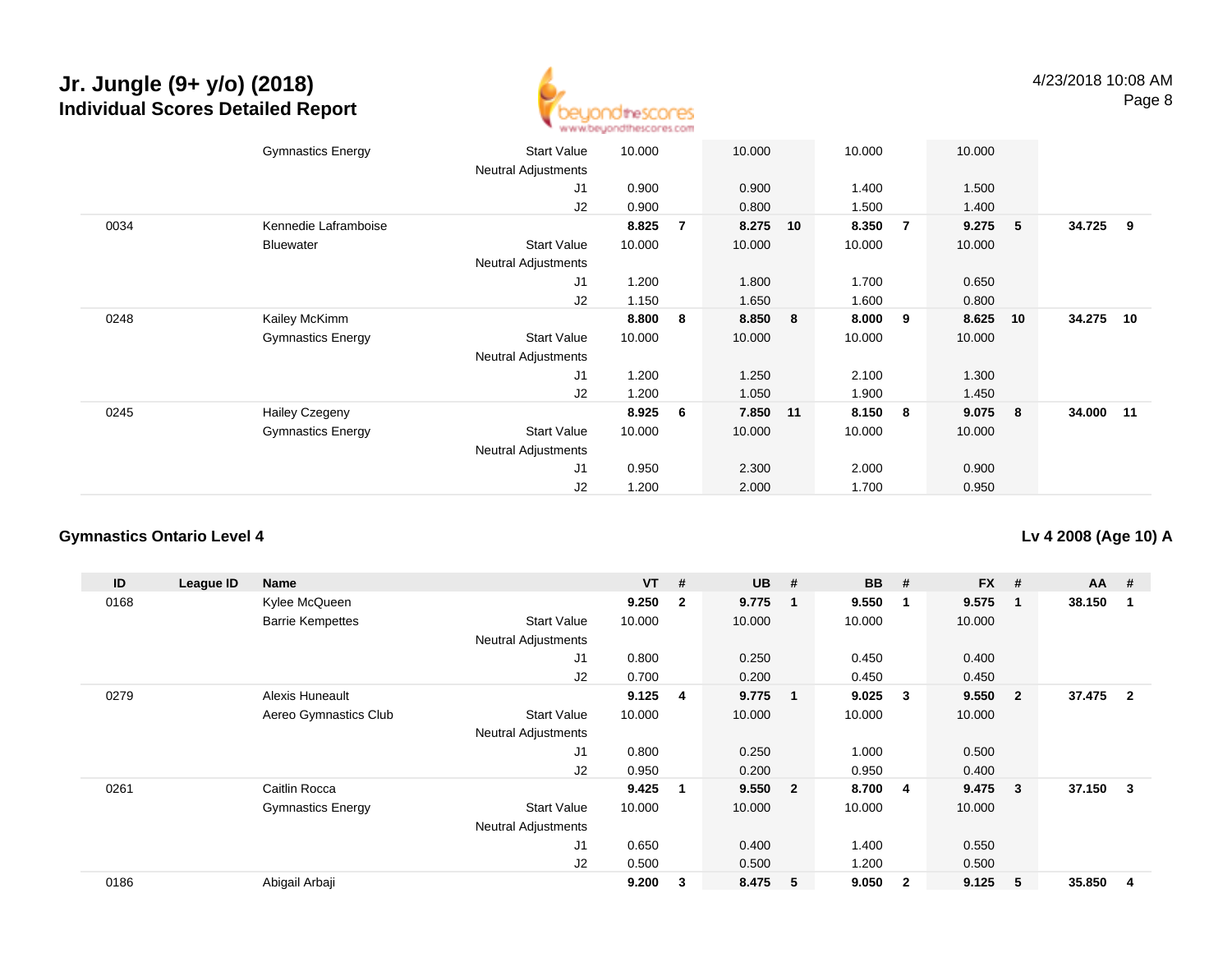# Jr. Jungle (9+ y/o) (2018)
## Individual Scores Detailed Report

4/23/2018 10:08 AM

| ID | League ID | Name | | VT | # | UB | # | BB | # | FX | # | AA | # |
|---|---|---|---|---|---|---|---|---|---|---|---|---|---|
| | | Gymnastics Energy | Start Value | 10.000 | | 10.000 | | 10.000 | | 10.000 | | | |
| | | | Neutral Adjustments | | | | | | | | | | |
| | | | J1 | 0.900 | | 0.900 | | 1.400 | | 1.500 | | | |
| | | | J2 | 0.900 | | 0.800 | | 1.500 | | 1.400 | | | |
| 0034 | | Kennedie Laframboise | | **8.825** | **7** | **8.275** | **10** | **8.350** | **7** | **9.275** | **5** | **34.725** | **9** |
| | | Bluewater | Start Value | 10.000 | | 10.000 | | 10.000 | | 10.000 | | | |
| | | | Neutral Adjustments | | | | | | | | | | |
| | | | J1 | 1.200 | | 1.800 | | 1.700 | | 0.650 | | | |
| | | | J2 | 1.150 | | 1.650 | | 1.600 | | 0.800 | | | |
| 0248 | | Kailey McKimm | | **8.800** | **8** | **8.850** | **8** | **8.000** | **9** | **8.625** | **10** | **34.275** | **10** |
| | | Gymnastics Energy | Start Value | 10.000 | | 10.000 | | 10.000 | | 10.000 | | | |
| | | | Neutral Adjustments | | | | | | | | | | |
| | | | J1 | 1.200 | | 1.250 | | 2.100 | | 1.300 | | | |
| | | | J2 | 1.200 | | 1.050 | | 1.900 | | 1.450 | | | |
| 0245 | | Hailey Czegeny | | **8.925** | **6** | **7.850** | **11** | **8.150** | **8** | **9.075** | **8** | **34.000** | **11** |
| | | Gymnastics Energy | Start Value | 10.000 | | 10.000 | | 10.000 | | 10.000 | | | |
| | | | Neutral Adjustments | | | | | | | | | | |
| | | | J1 | 0.950 | | 2.300 | | 2.000 | | 0.900 | | | |
| | | | J2 | 1.200 | | 2.000 | | 1.700 | | 0.950 | | | |

### Gymnastics Ontario Level 4

**Lv 4 2008 (Age 10) A**

| ID | League ID | Name | | VT | # | UB | # | BB | # | FX | # | AA | # |
|---|---|---|---|---|---|---|---|---|---|---|---|---|---|
| 0168 | | Kylee McQueen | | **9.250** | **2** | **9.775** | **1** | **9.550** | **1** | **9.575** | **1** | **38.150** | **1** |
| | | Barrie Kempettes | Start Value | 10.000 | | 10.000 | | 10.000 | | 10.000 | | | |
| | | | Neutral Adjustments | | | | | | | | | | |
| | | | J1 | 0.800 | | 0.250 | | 0.450 | | 0.400 | | | |
| | | | J2 | 0.700 | | 0.200 | | 0.450 | | 0.450 | | | |
| 0279 | | Alexis Huneault | | **9.125** | **4** | **9.775** | **1** | **9.025** | **3** | **9.550** | **2** | **37.475** | **2** |
| | | Aereo Gymnastics Club | Start Value | 10.000 | | 10.000 | | 10.000 | | 10.000 | | | |
| | | | Neutral Adjustments | | | | | | | | | | |
| | | | J1 | 0.800 | | 0.250 | | 1.000 | | 0.500 | | | |
| | | | J2 | 0.950 | | 0.200 | | 0.950 | | 0.400 | | | |
| 0261 | | Caitlin Rocca | | **9.425** | **1** | **9.550** | **2** | **8.700** | **4** | **9.475** | **3** | **37.150** | **3** |
| | | Gymnastics Energy | Start Value | 10.000 | | 10.000 | | 10.000 | | 10.000 | | | |
| | | | Neutral Adjustments | | | | | | | | | | |
| | | | J1 | 0.650 | | 0.400 | | 1.400 | | 0.550 | | | |
| | | | J2 | 0.500 | | 0.500 | | 1.200 | | 0.500 | | | |
| 0186 | | Abigail Arbaji | | **9.200** | **3** | **8.475** | **5** | **9.050** | **2** | **9.125** | **5** | **35.850** | **4** |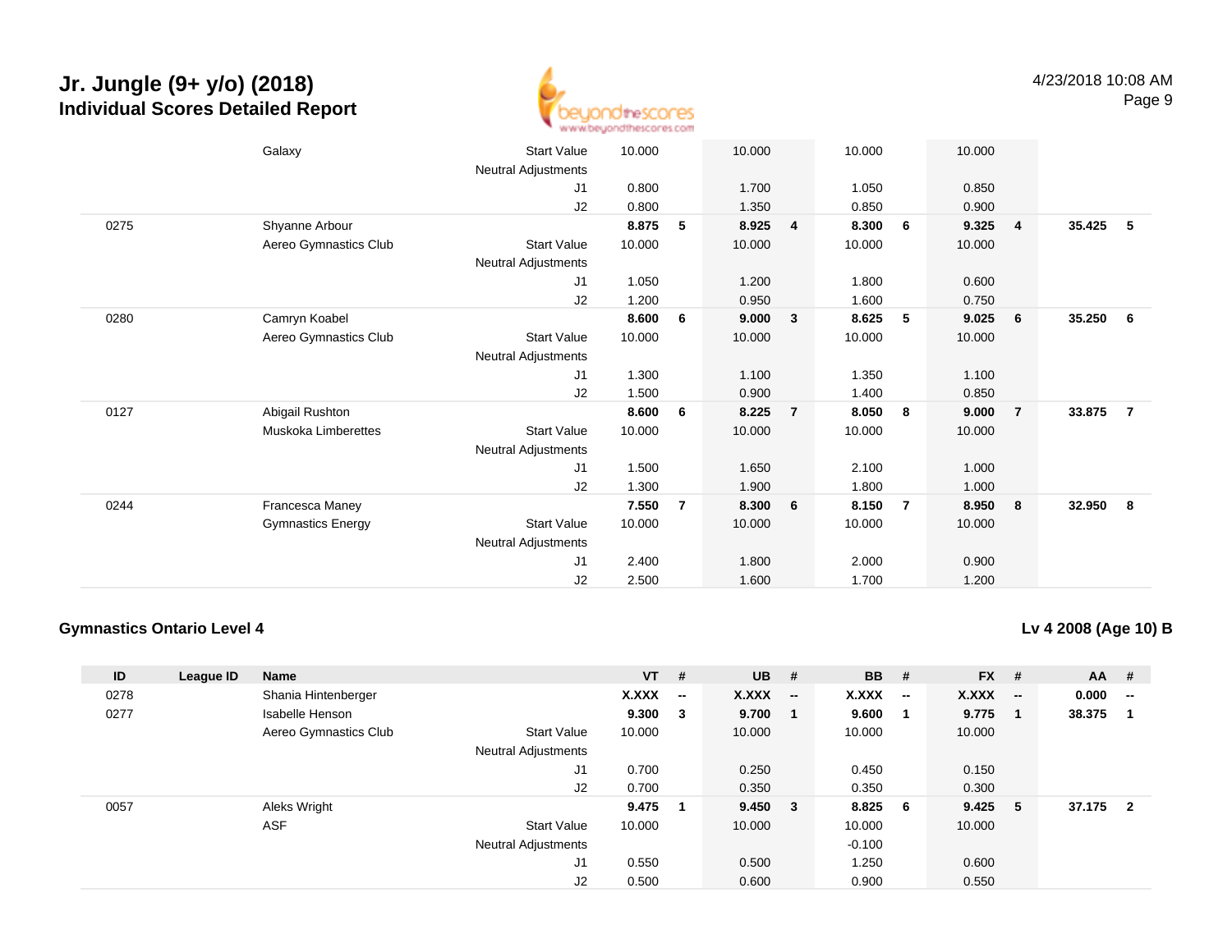# Jr. Jungle (9+ y/o) (2018)
## Individual Scores Detailed Report

4/23/2018 10:08 AM

| ID | League ID | Name | | VT | # | UB | # | BB | # | FX | # | AA | # |
|---|---|---|---|---|---|---|---|---|---|---|---|---|---|
| | | Galaxy | Start Value | 10.000 | | 10.000 | | 10.000 | | 10.000 | | | |
| | | | Neutral Adjustments | | | | | | | | | | |
| | | | J1 | 0.800 | | 1.700 | | 1.050 | | 0.850 | | | |
| | | | J2 | 0.800 | | 1.350 | | 0.850 | | 0.900 | | | |
| 0275 | | Shyanne Arbour | | **8.875** | **5** | **8.925** | **4** | **8.300** | **6** | **9.325** | **4** | **35.425** | **5** |
| | | Aereo Gymnastics Club | Start Value | 10.000 | | 10.000 | | 10.000 | | 10.000 | | | |
| | | | Neutral Adjustments | | | | | | | | | | |
| | | | J1 | 1.050 | | 1.200 | | 1.800 | | 0.600 | | | |
| | | | J2 | 1.200 | | 0.950 | | 1.600 | | 0.750 | | | |
| 0280 | | Camryn Koabel | | **8.600** | **6** | **9.000** | **3** | **8.625** | **5** | **9.025** | **6** | **35.250** | **6** |
| | | Aereo Gymnastics Club | Start Value | 10.000 | | 10.000 | | 10.000 | | 10.000 | | | |
| | | | Neutral Adjustments | | | | | | | | | | |
| | | | J1 | 1.300 | | 1.100 | | 1.350 | | 1.100 | | | |
| | | | J2 | 1.500 | | 0.900 | | 1.400 | | 0.850 | | | |
| 0127 | | Abigail Rushton | | **8.600** | **6** | **8.225** | **7** | **8.050** | **8** | **9.000** | **7** | **33.875** | **7** |
| | | Muskoka Limberettes | Start Value | 10.000 | | 10.000 | | 10.000 | | 10.000 | | | |
| | | | Neutral Adjustments | | | | | | | | | | |
| | | | J1 | 1.500 | | 1.650 | | 2.100 | | 1.000 | | | |
| | | | J2 | 1.300 | | 1.900 | | 1.800 | | 1.000 | | | |
| 0244 | | Francesca Maney | | **7.550** | **7** | **8.300** | **6** | **8.150** | **7** | **8.950** | **8** | **32.950** | **8** |
| | | Gymnastics Energy | Start Value | 10.000 | | 10.000 | | 10.000 | | 10.000 | | | |
| | | | Neutral Adjustments | | | | | | | | | | |
| | | | J1 | 2.400 | | 1.800 | | 2.000 | | 0.900 | | | |
| | | | J2 | 2.500 | | 1.600 | | 1.700 | | 1.200 | | | |

### Gymnastics Ontario Level 4

**Lv 4 2008 (Age 10) B**

| ID | League ID | Name | | VT | # | UB | # | BB | # | FX | # | AA | # |
|---|---|---|---|---|---|---|---|---|---|---|---|---|---|
| 0278 | | Shania Hintenberger | | **X.XXX** | **--** | **X.XXX** | **--** | **X.XXX** | **--** | **X.XXX** | **--** | **0.000** | **--** |
| 0277 | | Isabelle Henson | | **9.300** | **3** | **9.700** | **1** | **9.600** | **1** | **9.775** | **1** | **38.375** | **1** |
| | | Aereo Gymnastics Club | Start Value | 10.000 | | 10.000 | | 10.000 | | 10.000 | | | |
| | | | Neutral Adjustments | | | | | | | | | | |
| | | | J1 | 0.700 | | 0.250 | | 0.450 | | 0.150 | | | |
| | | | J2 | 0.700 | | 0.350 | | 0.350 | | 0.300 | | | |
| 0057 | | Aleks Wright | | **9.475** | **1** | **9.450** | **3** | **8.825** | **6** | **9.425** | **5** | **37.175** | **2** |
| | | ASF | Start Value | 10.000 | | 10.000 | | 10.000 | | 10.000 | | | |
| | | | Neutral Adjustments | | | | | -0.100 | | | | | |
| | | | J1 | 0.550 | | 0.500 | | 1.250 | | 0.600 | | | |
| | | | J2 | 0.500 | | 0.600 | | 0.900 | | 0.550 | | | |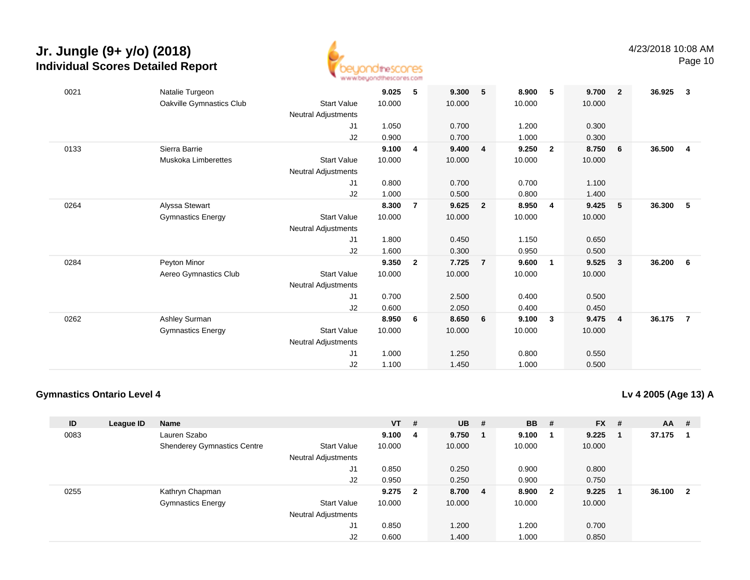# Jr. Jungle (9+ y/o) (2018)
## Individual Scores Detailed Report

| ID | League ID | Name | | VT | # | UB | # | BB | # | FX | # | AA | # |
|---|---|---|---|---|---|---|---|---|---|---|---|---|---|
| 0021 | | Natalie Turgeon | | **9.025** | **5** | **9.300** | **5** | **8.900** | **5** | **9.700** | **2** | **36.925** | **3** |
| | | Oakville Gymnastics Club | Start Value | 10.000 | | 10.000 | | 10.000 | | 10.000 | | | |
| | | | Neutral Adjustments | | | | | | | | | | |
| | | | J1 | 1.050 | | 0.700 | | 1.200 | | 0.300 | | | |
| | | | J2 | 0.900 | | 0.700 | | 1.000 | | 0.300 | | | |
| 0133 | | Sierra Barrie | | **9.100** | **4** | **9.400** | **4** | **9.250** | **2** | **8.750** | **6** | **36.500** | **4** |
| | | Muskoka Limberettes | Start Value | 10.000 | | 10.000 | | 10.000 | | 10.000 | | | |
| | | | Neutral Adjustments | | | | | | | | | | |
| | | | J1 | 0.800 | | 0.700 | | 0.700 | | 1.100 | | | |
| | | | J2 | 1.000 | | 0.500 | | 0.800 | | 1.400 | | | |
| 0264 | | Alyssa Stewart | | **8.300** | **7** | **9.625** | **2** | **8.950** | **4** | **9.425** | **5** | **36.300** | **5** |
| | | Gymnastics Energy | Start Value | 10.000 | | 10.000 | | 10.000 | | 10.000 | | | |
| | | | Neutral Adjustments | | | | | | | | | | |
| | | | J1 | 1.800 | | 0.450 | | 1.150 | | 0.650 | | | |
| | | | J2 | 1.600 | | 0.300 | | 0.950 | | 0.500 | | | |
| 0284 | | Peyton Minor | | **9.350** | **2** | **7.725** | **7** | **9.600** | **1** | **9.525** | **3** | **36.200** | **6** |
| | | Aereo Gymnastics Club | Start Value | 10.000 | | 10.000 | | 10.000 | | 10.000 | | | |
| | | | Neutral Adjustments | | | | | | | | | | |
| | | | J1 | 0.700 | | 2.500 | | 0.400 | | 0.500 | | | |
| | | | J2 | 0.600 | | 2.050 | | 0.400 | | 0.450 | | | |
| 0262 | | Ashley Surman | | **8.950** | **6** | **8.650** | **6** | **9.100** | **3** | **9.475** | **4** | **36.175** | **7** |
| | | Gymnastics Energy | Start Value | 10.000 | | 10.000 | | 10.000 | | 10.000 | | | |
| | | | Neutral Adjustments | | | | | | | | | | |
| | | | J1 | 1.000 | | 1.250 | | 0.800 | | 0.550 | | | |
| | | | J2 | 1.100 | | 1.450 | | 1.000 | | 0.500 | | | |

### Gymnastics Ontario Level 4

**Lv 4 2005 (Age 13) A**

| ID | League ID | Name | | VT | # | UB | # | BB | # | FX | # | AA | # |
|---|---|---|---|---|---|---|---|---|---|---|---|---|---|
| 0083 | | Lauren Szabo | | **9.100** | **4** | **9.750** | **1** | **9.100** | **1** | **9.225** | **1** | **37.175** | **1** |
| | | Shenderey Gymnastics Centre | Start Value | 10.000 | | 10.000 | | 10.000 | | 10.000 | | | |
| | | | Neutral Adjustments | | | | | | | | | | |
| | | | J1 | 0.850 | | 0.250 | | 0.900 | | 0.800 | | | |
| | | | J2 | 0.950 | | 0.250 | | 0.900 | | 0.750 | | | |
| 0255 | | Kathryn Chapman | | **9.275** | **2** | **8.700** | **4** | **8.900** | **2** | **9.225** | **1** | **36.100** | **2** |
| | | Gymnastics Energy | Start Value | 10.000 | | 10.000 | | 10.000 | | 10.000 | | | |
| | | | Neutral Adjustments | | | | | | | | | | |
| | | | J1 | 0.850 | | 1.200 | | 1.200 | | 0.700 | | | |
| | | | J2 | 0.600 | | 1.400 | | 1.000 | | 0.850 | | | |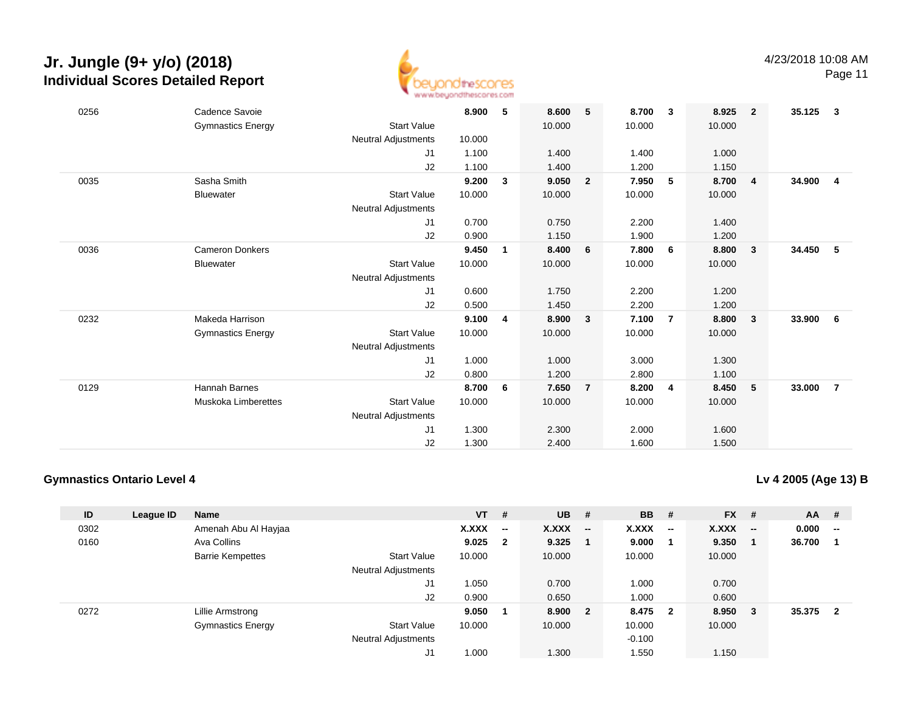# Jr. Jungle (9+ y/o) (2018)
## Individual Scores Detailed Report

4/23/2018 10:08 AM

| ID | League ID | Name | | VT | # | UB | # | BB | # | FX | # | AA | # |
|---|---|---|---|---|---|---|---|---|---|---|---|---|---|
| 0256 | | Cadence Savoie | | **8.900** | **5** | **8.600** | **5** | **8.700** | **3** | **8.925** | **2** | **35.125** | **3** |
| | | Gymnastics Energy | Start Value | | | 10.000 | | 10.000 | | 10.000 | | | |
| | | | Neutral Adjustments | 10.000 | | | | | | | | | |
| | | | J1 | 1.100 | | 1.400 | | 1.400 | | 1.000 | | | |
| | | | J2 | 1.100 | | 1.400 | | 1.200 | | 1.150 | | | |
| 0035 | | Sasha Smith | | **9.200** | **3** | **9.050** | **2** | **7.950** | **5** | **8.700** | **4** | **34.900** | **4** |
| | | Bluewater | Start Value | 10.000 | | 10.000 | | 10.000 | | 10.000 | | | |
| | | | Neutral Adjustments | | | | | | | | | | |
| | | | J1 | 0.700 | | 0.750 | | 2.200 | | 1.400 | | | |
| | | | J2 | 0.900 | | 1.150 | | 1.900 | | 1.200 | | | |
| 0036 | | Cameron Donkers | | **9.450** | **1** | **8.400** | **6** | **7.800** | **6** | **8.800** | **3** | **34.450** | **5** |
| | | Bluewater | Start Value | 10.000 | | 10.000 | | 10.000 | | 10.000 | | | |
| | | | Neutral Adjustments | | | | | | | | | | |
| | | | J1 | 0.600 | | 1.750 | | 2.200 | | 1.200 | | | |
| | | | J2 | 0.500 | | 1.450 | | 2.200 | | 1.200 | | | |
| 0232 | | Makeda Harrison | | **9.100** | **4** | **8.900** | **3** | **7.100** | **7** | **8.800** | **3** | **33.900** | **6** |
| | | Gymnastics Energy | Start Value | 10.000 | | 10.000 | | 10.000 | | 10.000 | | | |
| | | | Neutral Adjustments | | | | | | | | | | |
| | | | J1 | 1.000 | | 1.000 | | 3.000 | | 1.300 | | | |
| | | | J2 | 0.800 | | 1.200 | | 2.800 | | 1.100 | | | |
| 0129 | | Hannah Barnes | | **8.700** | **6** | **7.650** | **7** | **8.200** | **4** | **8.450** | **5** | **33.000** | **7** |
| | | Muskoka Limberettes | Start Value | 10.000 | | 10.000 | | 10.000 | | 10.000 | | | |
| | | | Neutral Adjustments | | | | | | | | | | |
| | | | J1 | 1.300 | | 2.300 | | 2.000 | | 1.600 | | | |
| | | | J2 | 1.300 | | 2.400 | | 1.600 | | 1.500 | | | |

**Gymnastics Ontario Level 4** — **Lv 4 2005 (Age 13) B**

| ID | League ID | Name | | VT | # | UB | # | BB | # | FX | # | AA | # |
|---|---|---|---|---|---|---|---|---|---|---|---|---|---|
| 0302 | | Amenah Abu Al Hayjaa | | **X.XXX** | **--** | **X.XXX** | **--** | **X.XXX** | **--** | **X.XXX** | **--** | **0.000** | **--** |
| 0160 | | Ava Collins | | **9.025** | **2** | **9.325** | **1** | **9.000** | **1** | **9.350** | **1** | **36.700** | **1** |
| | | Barrie Kempettes | Start Value | 10.000 | | 10.000 | | 10.000 | | 10.000 | | | |
| | | | Neutral Adjustments | | | | | | | | | | |
| | | | J1 | 1.050 | | 0.700 | | 1.000 | | 0.700 | | | |
| | | | J2 | 0.900 | | 0.650 | | 1.000 | | 0.600 | | | |
| 0272 | | Lillie Armstrong | | **9.050** | **1** | **8.900** | **2** | **8.475** | **2** | **8.950** | **3** | **35.375** | **2** |
| | | Gymnastics Energy | Start Value | 10.000 | | 10.000 | | 10.000 | | 10.000 | | | |
| | | | Neutral Adjustments | | | | | -0.100 | | | | | |
| | | | J1 | 1.000 | | 1.300 | | 1.550 | | 1.150 | | | |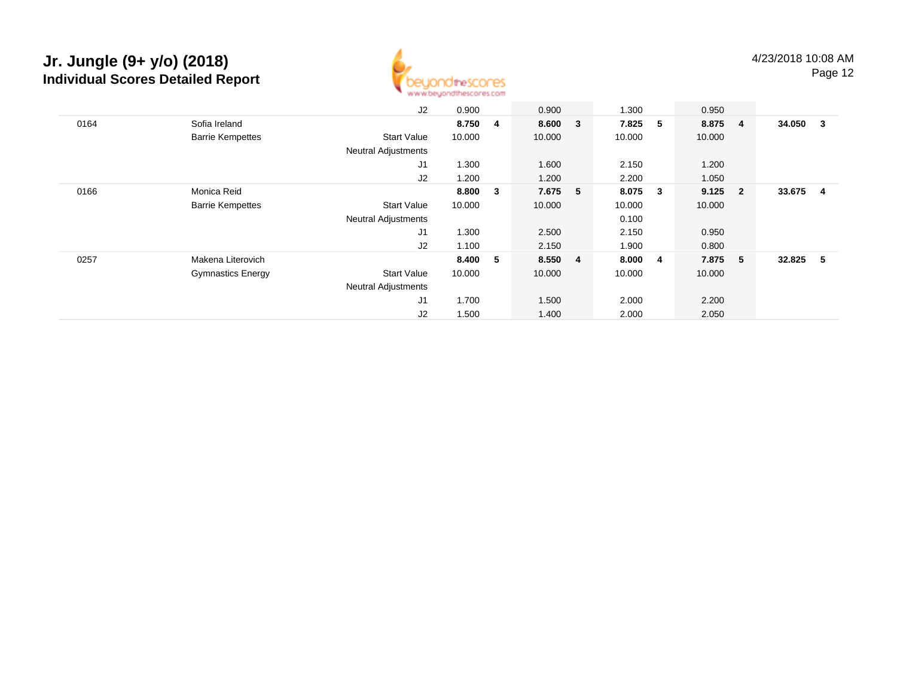# Jr. Jungle (9+ y/o) (2018)

## Individual Scores Detailed Report

| | | | | | | | | | | | | |
|---|---|---|---|---|---|---|---|---|---|---|---|---|
| | | J2 | 0.900 | | 0.900 | | 1.300 | | 0.950 | | | |
| 0164 | Sofia Ireland | | **8.750** | **4** | **8.600** | **3** | **7.825** | **5** | **8.875** | **4** | **34.050** | **3** |
| | Barrie Kempettes | Start Value | 10.000 | | 10.000 | | 10.000 | | 10.000 | | | |
| | | Neutral Adjustments | | | | | | | | | | |
| | | J1 | 1.300 | | 1.600 | | 2.150 | | 1.200 | | | |
| | | J2 | 1.200 | | 1.200 | | 2.200 | | 1.050 | | | |
| 0166 | Monica Reid | | **8.800** | **3** | **7.675** | **5** | **8.075** | **3** | **9.125** | **2** | **33.675** | **4** |
| | Barrie Kempettes | Start Value | 10.000 | | 10.000 | | 10.000 | | 10.000 | | | |
| | | Neutral Adjustments | | | | | 0.100 | | | | | |
| | | J1 | 1.300 | | 2.500 | | 2.150 | | 0.950 | | | |
| | | J2 | 1.100 | | 2.150 | | 1.900 | | 0.800 | | | |
| 0257 | Makena Literovich | | **8.400** | **5** | **8.550** | **4** | **8.000** | **4** | **7.875** | **5** | **32.825** | **5** |
| | Gymnastics Energy | Start Value | 10.000 | | 10.000 | | 10.000 | | 10.000 | | | |
| | | Neutral Adjustments | | | | | | | | | | |
| | | J1 | 1.700 | | 1.500 | | 2.000 | | 2.200 | | | |
| | | J2 | 1.500 | | 1.400 | | 2.000 | | 2.050 | | | |